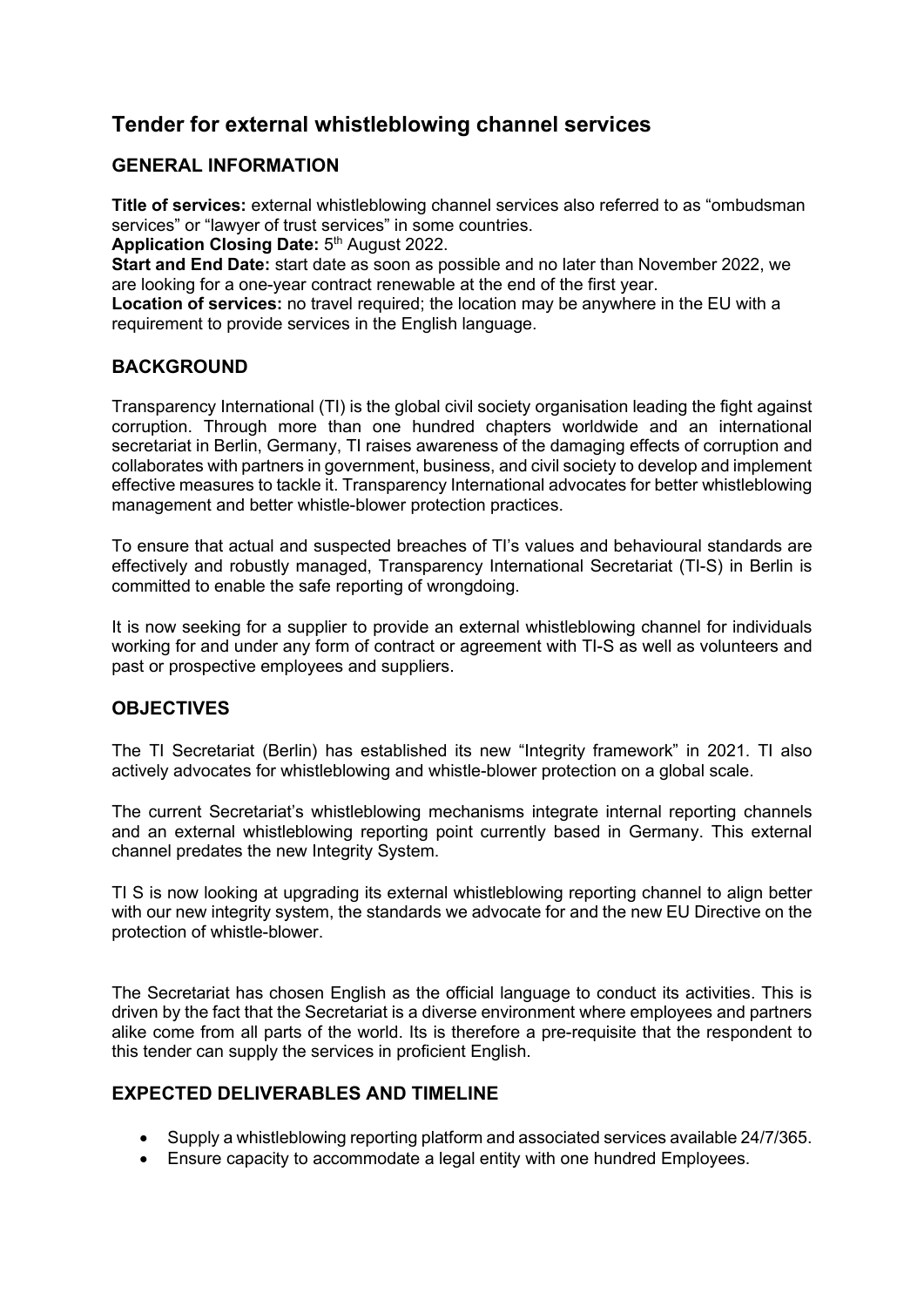# Tender for external whistleblowing channel services

## GENERAL INFORMATION

**Title of services:** external whistleblowing channel services also referred to as "ombudsman services" or "lawyer of trust services" in some countries.
**Application Closing Date:** 5th August 2022.
**Start and End Date:** start date as soon as possible and no later than November 2022, we are looking for a one-year contract renewable at the end of the first year.
**Location of services:** no travel required; the location may be anywhere in the EU with a requirement to provide services in the English language.

## BACKGROUND

Transparency International (TI) is the global civil society organisation leading the fight against corruption. Through more than one hundred chapters worldwide and an international secretariat in Berlin, Germany, TI raises awareness of the damaging effects of corruption and collaborates with partners in government, business, and civil society to develop and implement effective measures to tackle it. Transparency International advocates for better whistleblowing management and better whistle-blower protection practices.

To ensure that actual and suspected breaches of TI's values and behavioural standards are effectively and robustly managed, Transparency International Secretariat (TI-S) in Berlin is committed to enable the safe reporting of wrongdoing.

It is now seeking for a supplier to provide an external whistleblowing channel for individuals working for and under any form of contract or agreement with TI-S as well as volunteers and past or prospective employees and suppliers.

## OBJECTIVES

The TI Secretariat (Berlin) has established its new "Integrity framework" in 2021. TI also actively advocates for whistleblowing and whistle-blower protection on a global scale.

The current Secretariat's whistleblowing mechanisms integrate internal reporting channels and an external whistleblowing reporting point currently based in Germany. This external channel predates the new Integrity System.

TI S is now looking at upgrading its external whistleblowing reporting channel to align better with our new integrity system, the standards we advocate for and the new EU Directive on the protection of whistle-blower.

The Secretariat has chosen English as the official language to conduct its activities. This is driven by the fact that the Secretariat is a diverse environment where employees and partners alike come from all parts of the world. Its is therefore a pre-requisite that the respondent to this tender can supply the services in proficient English.

## EXPECTED DELIVERABLES AND TIMELINE

- Supply a whistleblowing reporting platform and associated services available 24/7/365.
- Ensure capacity to accommodate a legal entity with one hundred Employees.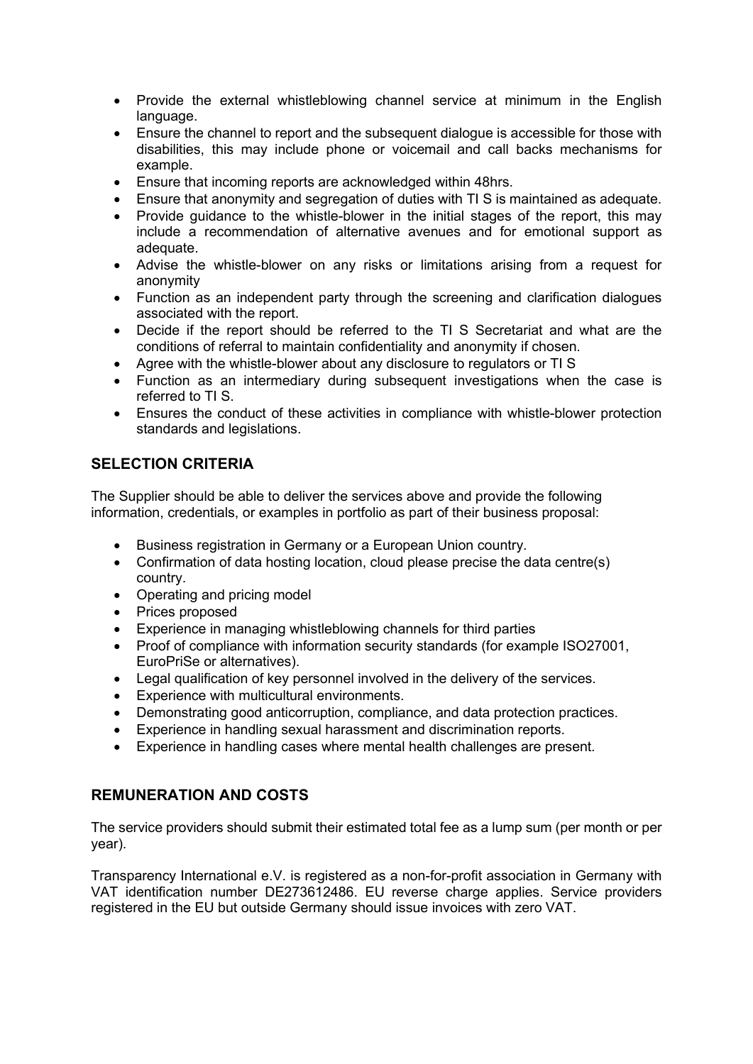- Provide the external whistleblowing channel service at minimum in the English language.
- Ensure the channel to report and the subsequent dialogue is accessible for those with disabilities, this may include phone or voicemail and call backs mechanisms for example.
- Ensure that incoming reports are acknowledged within 48hrs.
- Ensure that anonymity and segregation of duties with TI S is maintained as adequate.
- Provide guidance to the whistle-blower in the initial stages of the report, this may include a recommendation of alternative avenues and for emotional support as adequate.
- Advise the whistle-blower on any risks or limitations arising from a request for anonymity
- Function as an independent party through the screening and clarification dialogues associated with the report.
- Decide if the report should be referred to the TI S Secretariat and what are the conditions of referral to maintain confidentiality and anonymity if chosen.
- Agree with the whistle-blower about any disclosure to regulators or TI S
- Function as an intermediary during subsequent investigations when the case is referred to TI S.
- Ensures the conduct of these activities in compliance with whistle-blower protection standards and legislations.

## SELECTION CRITERIA

The Supplier should be able to deliver the services above and provide the following information, credentials, or examples in portfolio as part of their business proposal:

- Business registration in Germany or a European Union country.
- Confirmation of data hosting location, cloud please precise the data centre(s) country.
- Operating and pricing model
- Prices proposed
- Experience in managing whistleblowing channels for third parties
- Proof of compliance with information security standards (for example ISO27001, EuroPriSe or alternatives).
- Legal qualification of key personnel involved in the delivery of the services.
- Experience with multicultural environments.
- Demonstrating good anticorruption, compliance, and data protection practices.
- Experience in handling sexual harassment and discrimination reports.
- Experience in handling cases where mental health challenges are present.

## REMUNERATION AND COSTS

The service providers should submit their estimated total fee as a lump sum (per month or per year).

Transparency International e.V. is registered as a non-for-profit association in Germany with VAT identification number DE273612486. EU reverse charge applies. Service providers registered in the EU but outside Germany should issue invoices with zero VAT.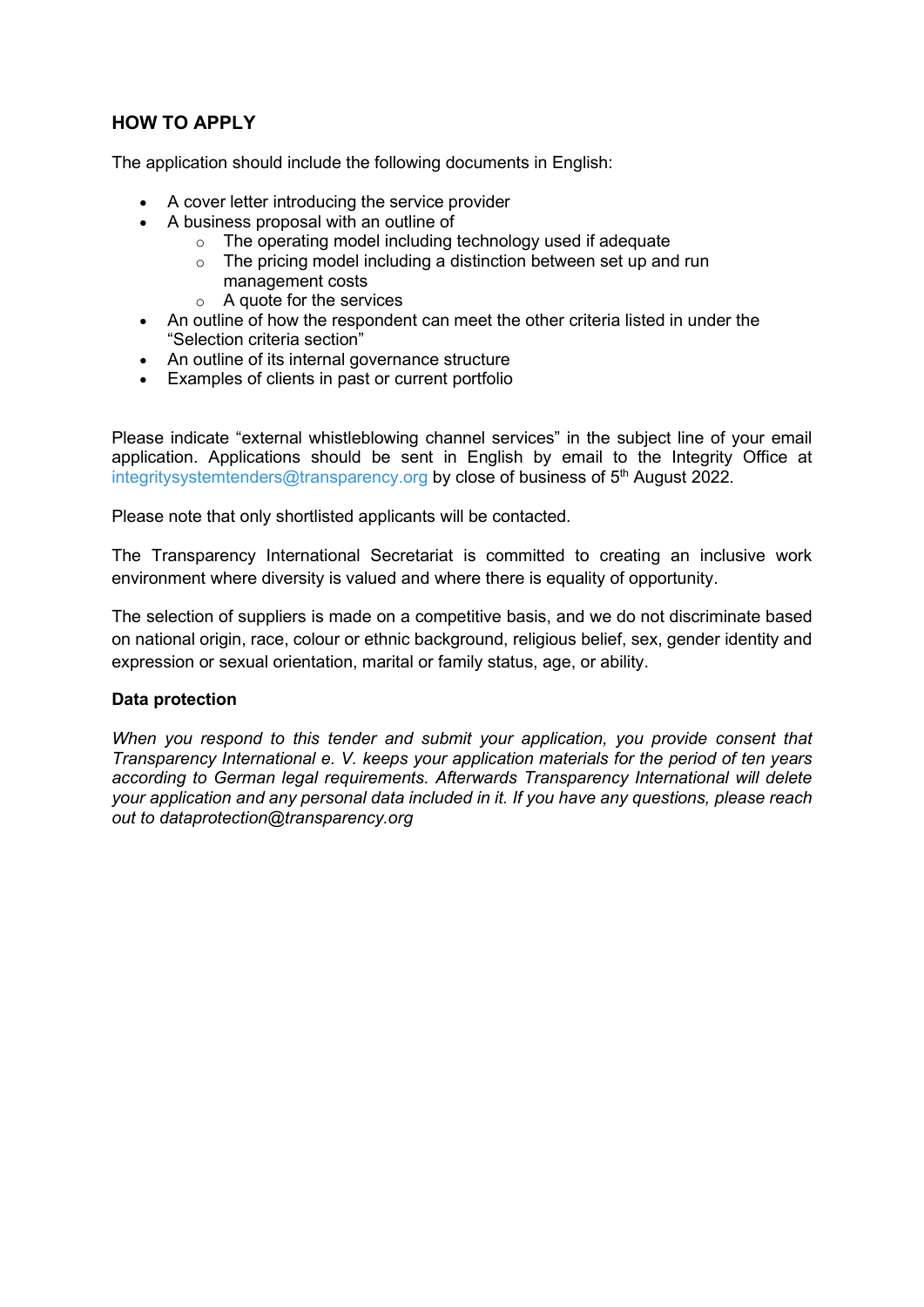## HOW TO APPLY

The application should include the following documents in English:

- A cover letter introducing the service provider
- A business proposal with an outline of
  - The operating model including technology used if adequate
  - The pricing model including a distinction between set up and run management costs
  - A quote for the services
- An outline of how the respondent can meet the other criteria listed in under the "Selection criteria section"
- An outline of its internal governance structure
- Examples of clients in past or current portfolio

Please indicate "external whistleblowing channel services" in the subject line of your email application. Applications should be sent in English by email to the Integrity Office at integritysystemtenders@transparency.org by close of business of 5th August 2022.

Please note that only shortlisted applicants will be contacted.

The Transparency International Secretariat is committed to creating an inclusive work environment where diversity is valued and where there is equality of opportunity.

The selection of suppliers is made on a competitive basis, and we do not discriminate based on national origin, race, colour or ethnic background, religious belief, sex, gender identity and expression or sexual orientation, marital or family status, age, or ability.

**Data protection**

*When you respond to this tender and submit your application, you provide consent that Transparency International e. V. keeps your application materials for the period of ten years according to German legal requirements. Afterwards Transparency International will delete your application and any personal data included in it. If you have any questions, please reach out to dataprotection@transparency.org*